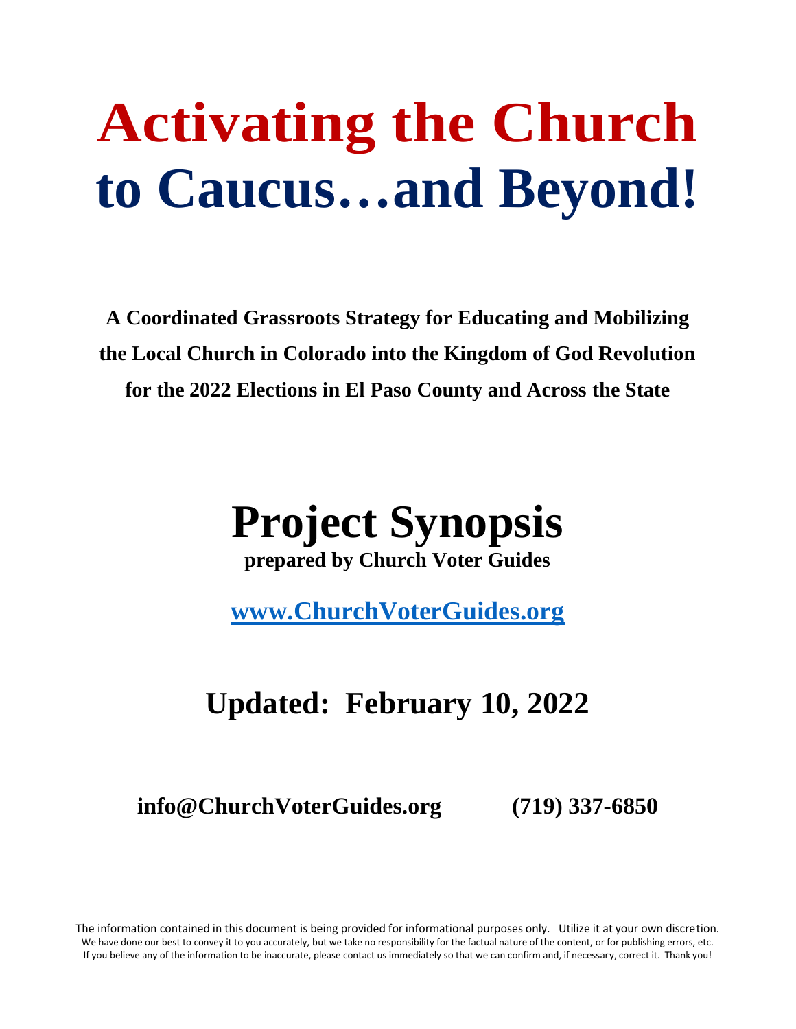# Activating the Church
# to Caucus…and Beyond!

**A Coordinated Grassroots Strategy for Educating and Mobilizing the Local Church in Colorado into the Kingdom of God Revolution for the 2022 Elections in El Paso County and Across the State**

# Project Synopsis

**prepared by Church Voter Guides**

**www.ChurchVoterGuides.org**

## Updated: February 10, 2022

**info@ChurchVoterGuides.org (719) 337-6850**

The information contained in this document is being provided for informational purposes only. Utilize it at your own discretion. We have done our best to convey it to you accurately, but we take no responsibility for the factual nature of the content, or for publishing errors, etc. If you believe any of the information to be inaccurate, please contact us immediately so that we can confirm and, if necessary, correct it. Thank you!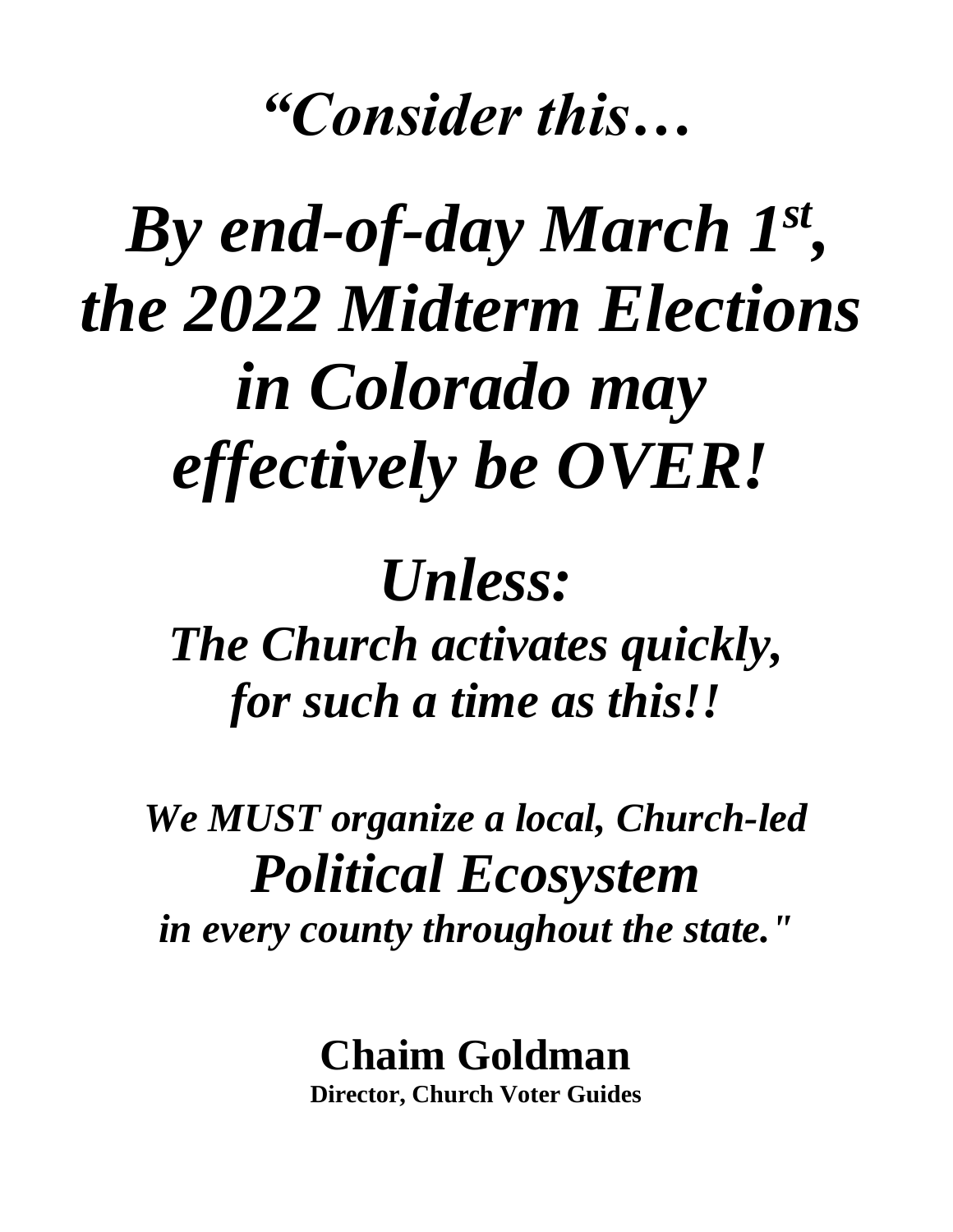# *"Consider this…*

# *By end-of-day March 1st, the 2022 Midterm Elections in Colorado may effectively be OVER!*

## *Unless:*

### *The Church activates quickly, for such a time as this!!*

***We MUST organize a local, Church-led***

## *Political Ecosystem*

***in every county throughout the state."***

**Chaim Goldman**

**Director, Church Voter Guides**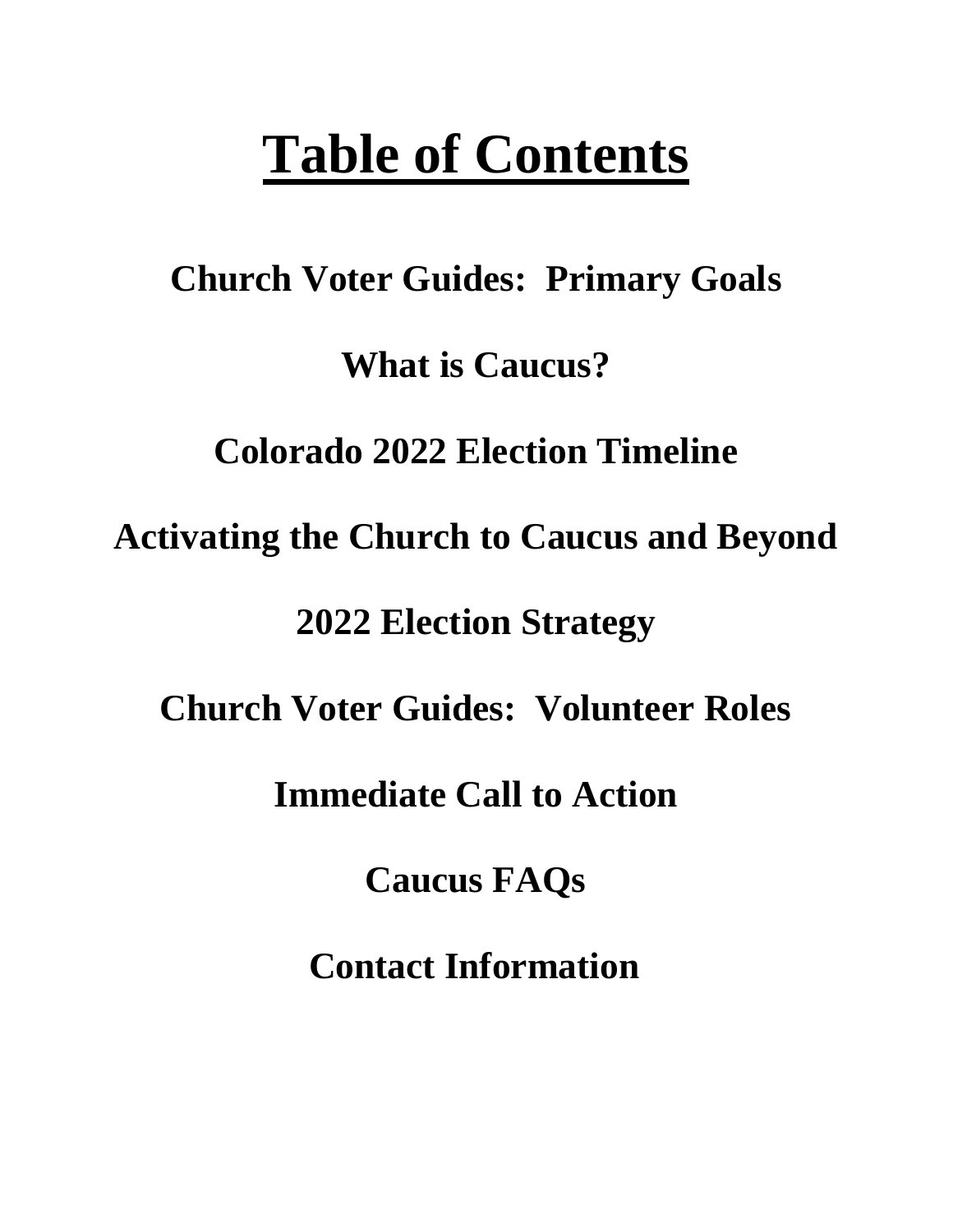# Table of Contents

**Church Voter Guides: Primary Goals**

**What is Caucus?**

**Colorado 2022 Election Timeline**

**Activating the Church to Caucus and Beyond**

**2022 Election Strategy**

**Church Voter Guides: Volunteer Roles**

**Immediate Call to Action**

**Caucus FAQs**

**Contact Information**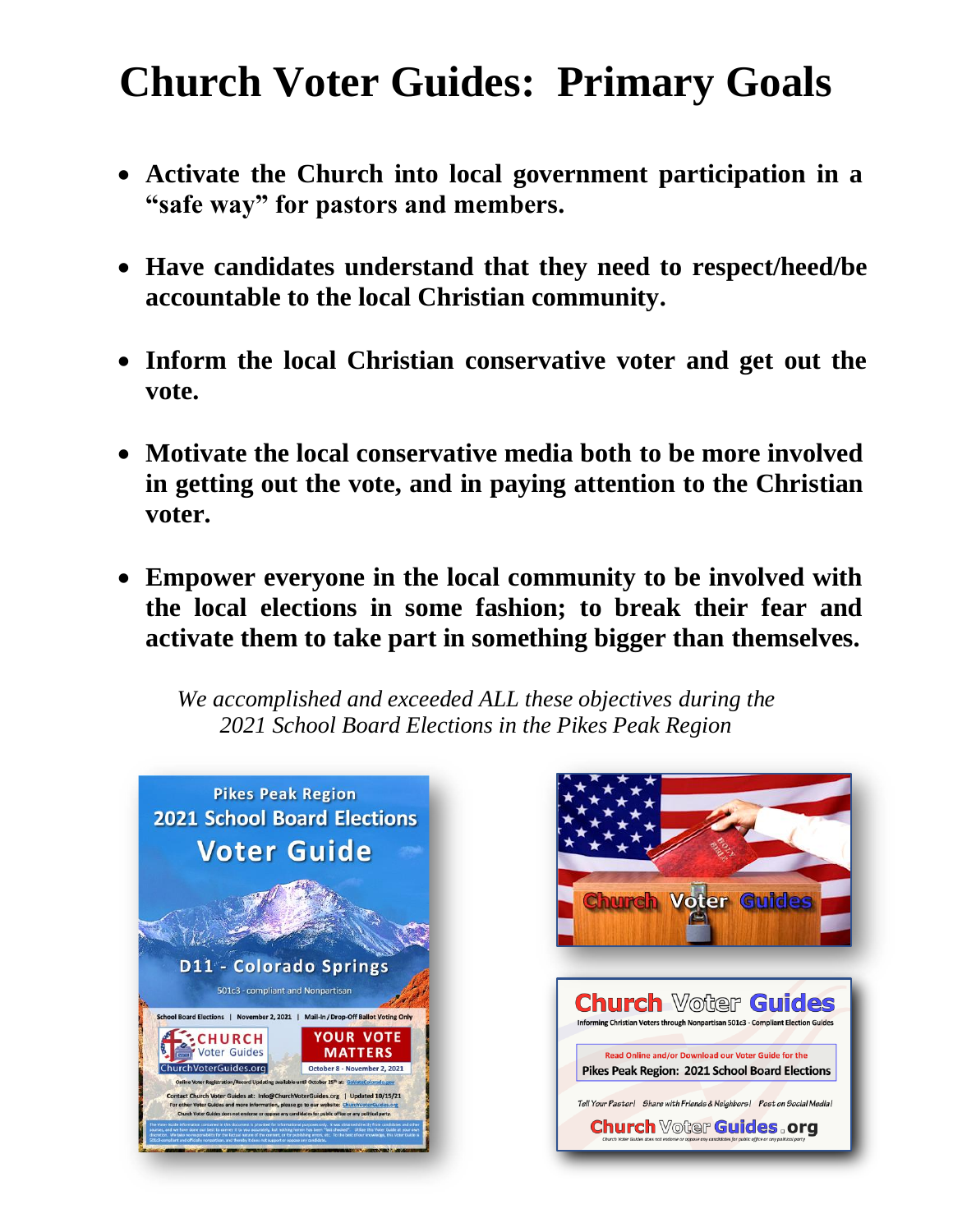# Church Voter Guides: Primary Goals

- **Activate the Church into local government participation in a "safe way" for pastors and members.**

- **Have candidates understand that they need to respect/heed/be accountable to the local Christian community.**

- **Inform the local Christian conservative voter and get out the vote.**

- **Motivate the local conservative media both to be more involved in getting out the vote, and in paying attention to the Christian voter.**

- **Empower everyone in the local community to be involved with the local elections in some fashion; to break their fear and activate them to take part in something bigger than themselves.**

*We accomplished and exceeded ALL these objectives during the 2021 School Board Elections in the Pikes Peak Region*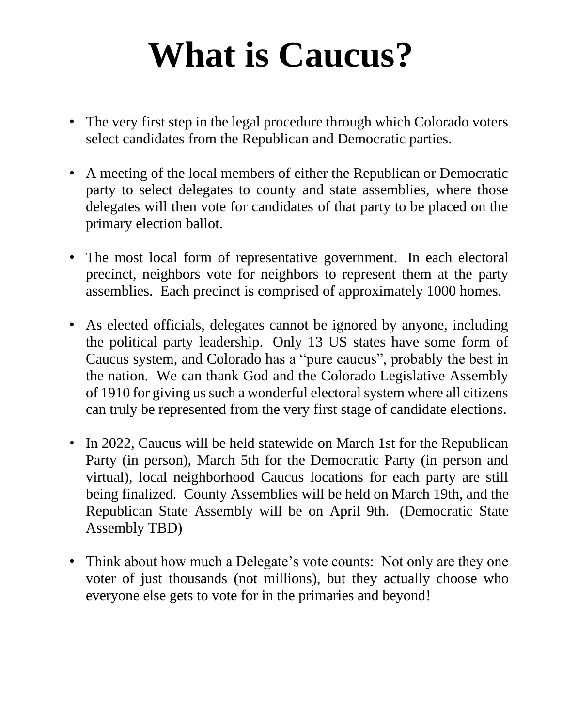# What is Caucus?

- The very first step in the legal procedure through which Colorado voters select candidates from the Republican and Democratic parties.

- A meeting of the local members of either the Republican or Democratic party to select delegates to county and state assemblies, where those delegates will then vote for candidates of that party to be placed on the primary election ballot.

- The most local form of representative government. In each electoral precinct, neighbors vote for neighbors to represent them at the party assemblies. Each precinct is comprised of approximately 1000 homes.

- As elected officials, delegates cannot be ignored by anyone, including the political party leadership. Only 13 US states have some form of Caucus system, and Colorado has a "pure caucus", probably the best in the nation. We can thank God and the Colorado Legislative Assembly of 1910 for giving us such a wonderful electoral system where all citizens can truly be represented from the very first stage of candidate elections.

- In 2022, Caucus will be held statewide on March 1st for the Republican Party (in person), March 5th for the Democratic Party (in person and virtual), local neighborhood Caucus locations for each party are still being finalized. County Assemblies will be held on March 19th, and the Republican State Assembly will be on April 9th. (Democratic State Assembly TBD)

- Think about how much a Delegate's vote counts: Not only are they one voter of just thousands (not millions), but they actually choose who everyone else gets to vote for in the primaries and beyond!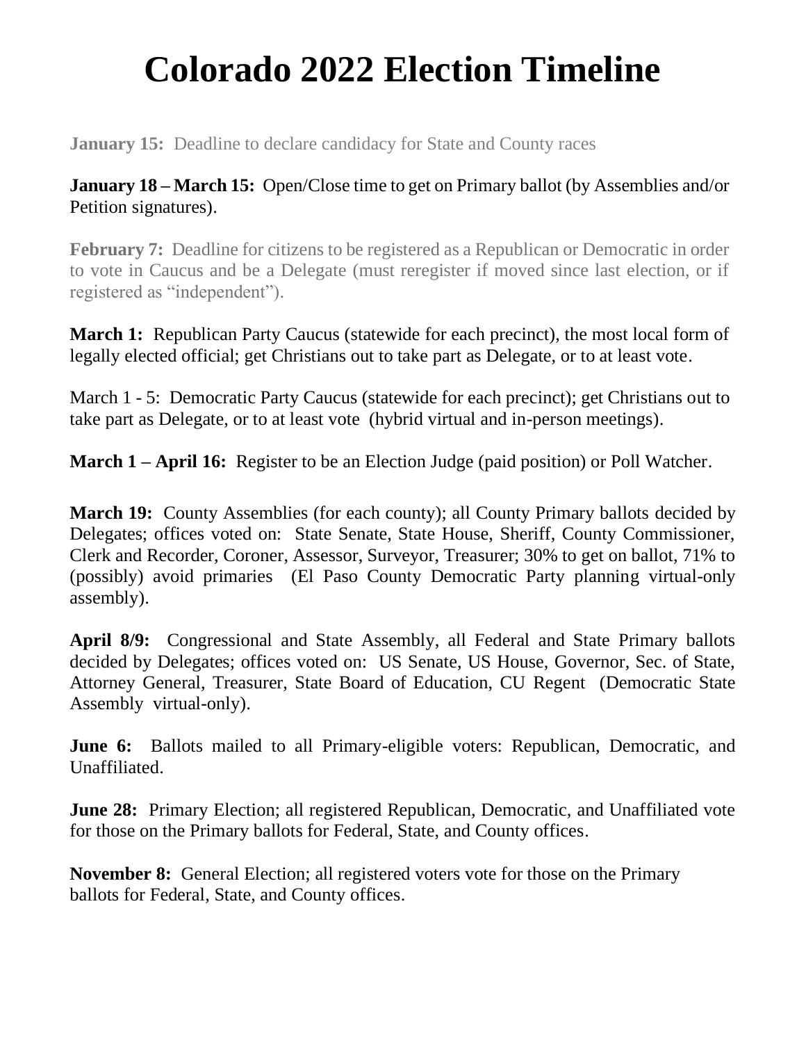# Colorado 2022 Election Timeline

**January 15:** Deadline to declare candidacy for State and County races

**January 18 – March 15:** Open/Close time to get on Primary ballot (by Assemblies and/or Petition signatures).

**February 7:** Deadline for citizens to be registered as a Republican or Democratic in order to vote in Caucus and be a Delegate (must reregister if moved since last election, or if registered as "independent").

**March 1:** Republican Party Caucus (statewide for each precinct), the most local form of legally elected official; get Christians out to take part as Delegate, or to at least vote.

March 1 - 5: Democratic Party Caucus (statewide for each precinct); get Christians out to take part as Delegate, or to at least vote (hybrid virtual and in-person meetings).

**March 1 – April 16:** Register to be an Election Judge (paid position) or Poll Watcher.

**March 19:** County Assemblies (for each county); all County Primary ballots decided by Delegates; offices voted on: State Senate, State House, Sheriff, County Commissioner, Clerk and Recorder, Coroner, Assessor, Surveyor, Treasurer; 30% to get on ballot, 71% to (possibly) avoid primaries (El Paso County Democratic Party planning virtual-only assembly).

**April 8/9:** Congressional and State Assembly, all Federal and State Primary ballots decided by Delegates; offices voted on: US Senate, US House, Governor, Sec. of State, Attorney General, Treasurer, State Board of Education, CU Regent (Democratic State Assembly virtual-only).

**June 6:** Ballots mailed to all Primary-eligible voters: Republican, Democratic, and Unaffiliated.

**June 28:** Primary Election; all registered Republican, Democratic, and Unaffiliated vote for those on the Primary ballots for Federal, State, and County offices.

**November 8:** General Election; all registered voters vote for those on the Primary ballots for Federal, State, and County offices.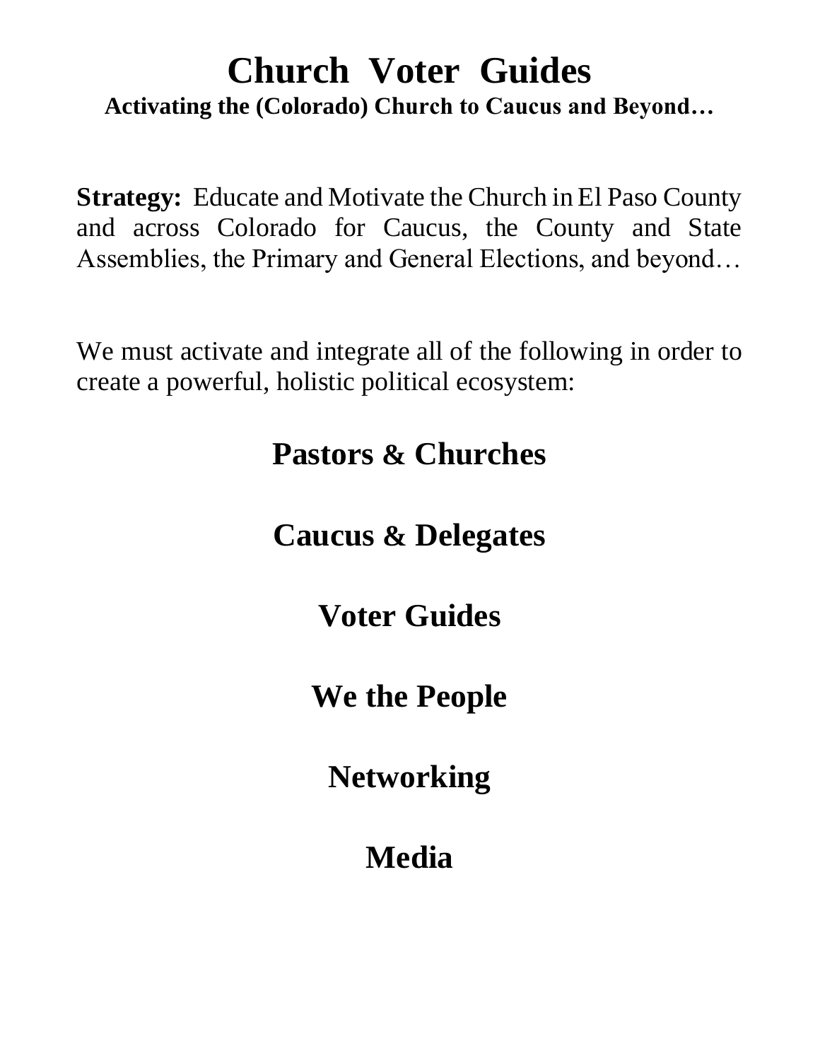# Church Voter Guides

**Activating the (Colorado) Church to Caucus and Beyond…**

**Strategy:** Educate and Motivate the Church in El Paso County and across Colorado for Caucus, the County and State Assemblies, the Primary and General Elections, and beyond…

We must activate and integrate all of the following in order to create a powerful, holistic political ecosystem:

## Pastors & Churches

## Caucus & Delegates

## Voter Guides

## We the People

## Networking

## Media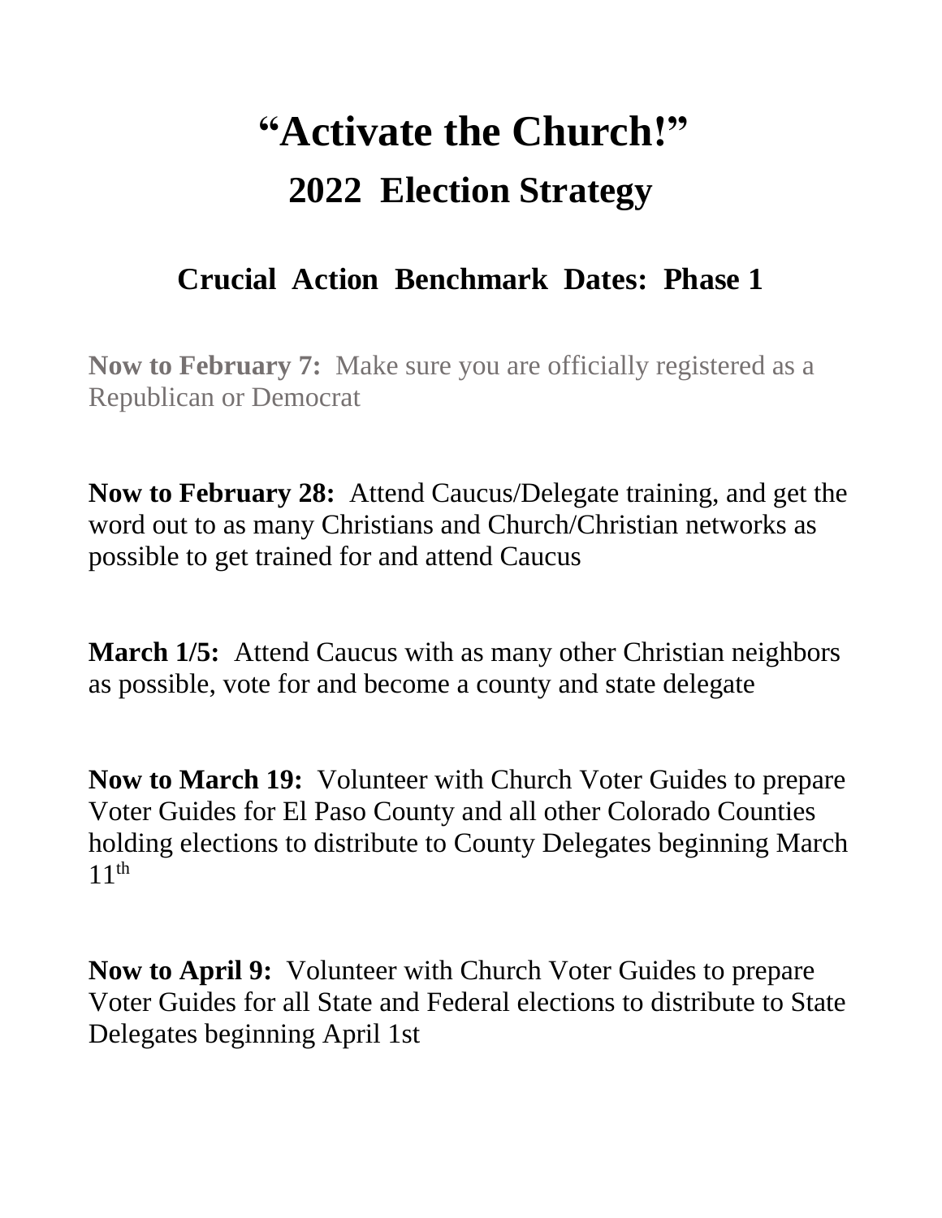# “Activate the Church!”

## 2022 Election Strategy

### Crucial Action Benchmark Dates: Phase 1

**Now to February 7:** Make sure you are officially registered as a Republican or Democrat

**Now to February 28:** Attend Caucus/Delegate training, and get the word out to as many Christians and Church/Christian networks as possible to get trained for and attend Caucus

**March 1/5:** Attend Caucus with as many other Christian neighbors as possible, vote for and become a county and state delegate

**Now to March 19:** Volunteer with Church Voter Guides to prepare Voter Guides for El Paso County and all other Colorado Counties holding elections to distribute to County Delegates beginning March 11th

**Now to April 9:** Volunteer with Church Voter Guides to prepare Voter Guides for all State and Federal elections to distribute to State Delegates beginning April 1st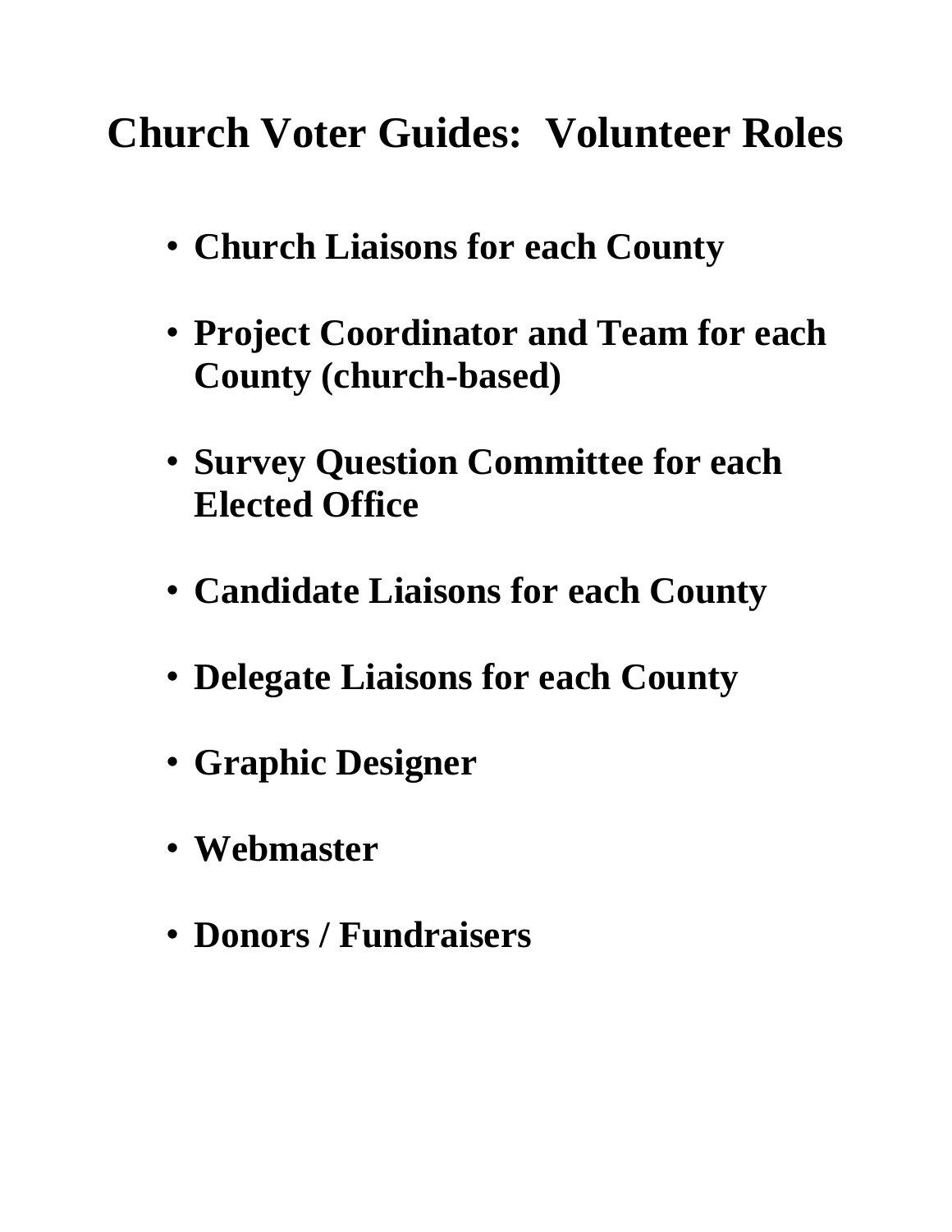# Church Voter Guides: Volunteer Roles

- **Church Liaisons for each County**
- **Project Coordinator and Team for each County (church-based)**
- **Survey Question Committee for each Elected Office**
- **Candidate Liaisons for each County**
- **Delegate Liaisons for each County**
- **Graphic Designer**
- **Webmaster**
- **Donors / Fundraisers**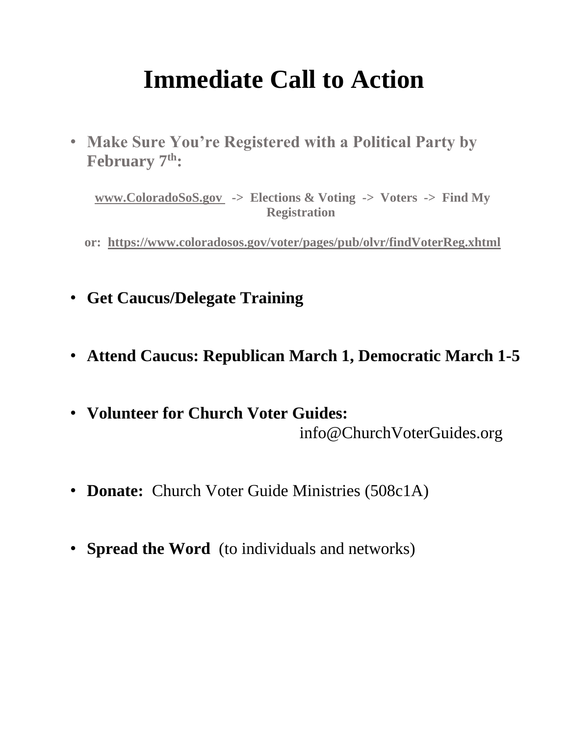# Immediate Call to Action

- **Make Sure You're Registered with a Political Party by February 7th:**

  **www.ColoradoSoS.gov -> Elections & Voting -> Voters -> Find My Registration**

  **or: https://www.coloradosos.gov/voter/pages/pub/olvr/findVoterReg.xhtml**

- **Get Caucus/Delegate Training**

- **Attend Caucus: Republican March 1, Democratic March 1-5**

- **Volunteer for Church Voter Guides:** info@ChurchVoterGuides.org

- **Donate:** Church Voter Guide Ministries (508c1A)

- **Spread the Word** (to individuals and networks)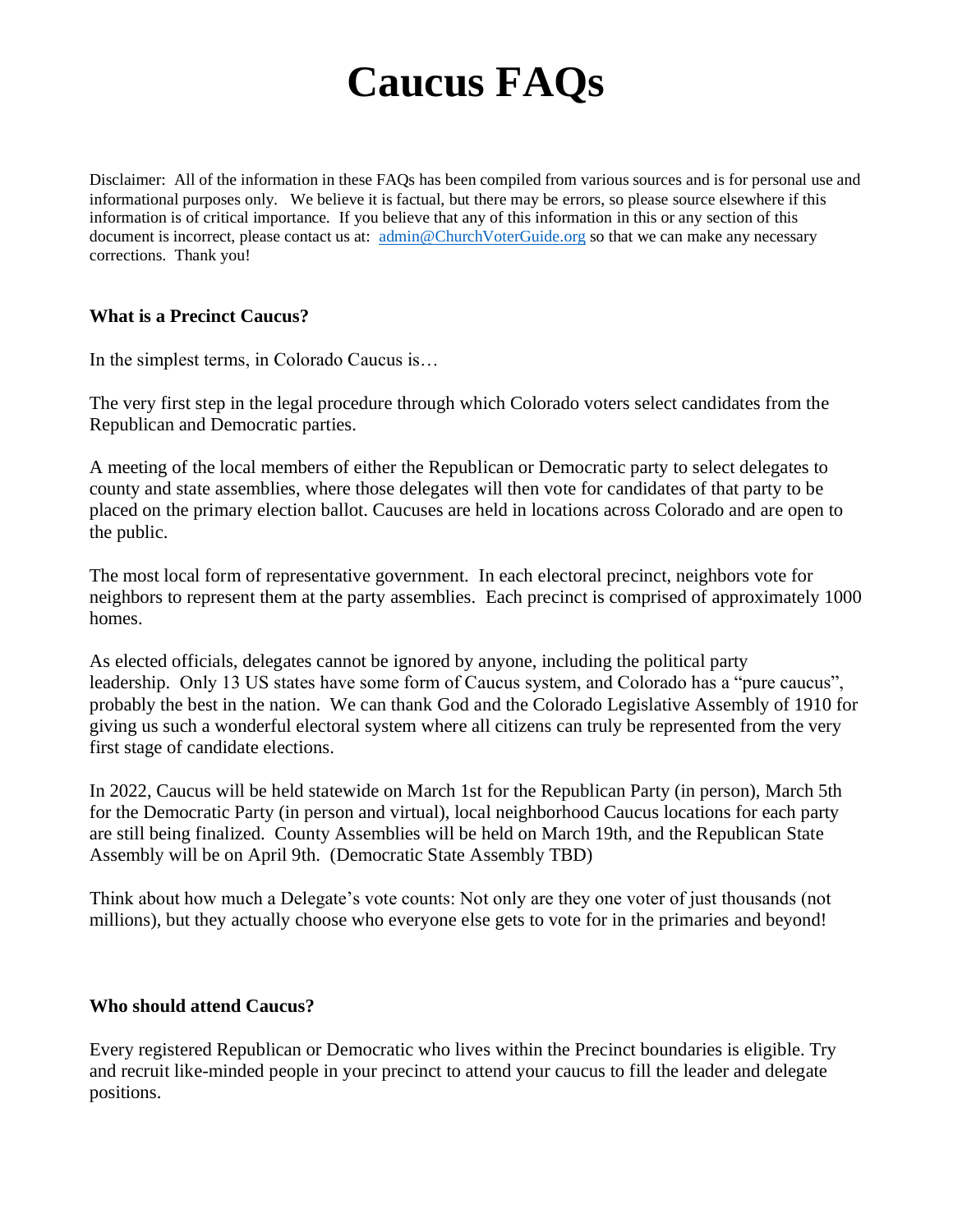# Caucus FAQs

Disclaimer: All of the information in these FAQs has been compiled from various sources and is for personal use and informational purposes only. We believe it is factual, but there may be errors, so please source elsewhere if this information is of critical importance. If you believe that any of this information in this or any section of this document is incorrect, please contact us at: [admin@ChurchVoterGuide.org](mailto:admin@ChurchVoterGuide.org) so that we can make any necessary corrections. Thank you!

**What is a Precinct Caucus?**

In the simplest terms, in Colorado Caucus is…

The very first step in the legal procedure through which Colorado voters select candidates from the Republican and Democratic parties.

A meeting of the local members of either the Republican or Democratic party to select delegates to county and state assemblies, where those delegates will then vote for candidates of that party to be placed on the primary election ballot. Caucuses are held in locations across Colorado and are open to the public.

The most local form of representative government. In each electoral precinct, neighbors vote for neighbors to represent them at the party assemblies. Each precinct is comprised of approximately 1000 homes.

As elected officials, delegates cannot be ignored by anyone, including the political party leadership. Only 13 US states have some form of Caucus system, and Colorado has a "pure caucus", probably the best in the nation. We can thank God and the Colorado Legislative Assembly of 1910 for giving us such a wonderful electoral system where all citizens can truly be represented from the very first stage of candidate elections.

In 2022, Caucus will be held statewide on March 1st for the Republican Party (in person), March 5th for the Democratic Party (in person and virtual), local neighborhood Caucus locations for each party are still being finalized. County Assemblies will be held on March 19th, and the Republican State Assembly will be on April 9th. (Democratic State Assembly TBD)

Think about how much a Delegate's vote counts: Not only are they one voter of just thousands (not millions), but they actually choose who everyone else gets to vote for in the primaries and beyond!

**Who should attend Caucus?**

Every registered Republican or Democratic who lives within the Precinct boundaries is eligible. Try and recruit like-minded people in your precinct to attend your caucus to fill the leader and delegate positions.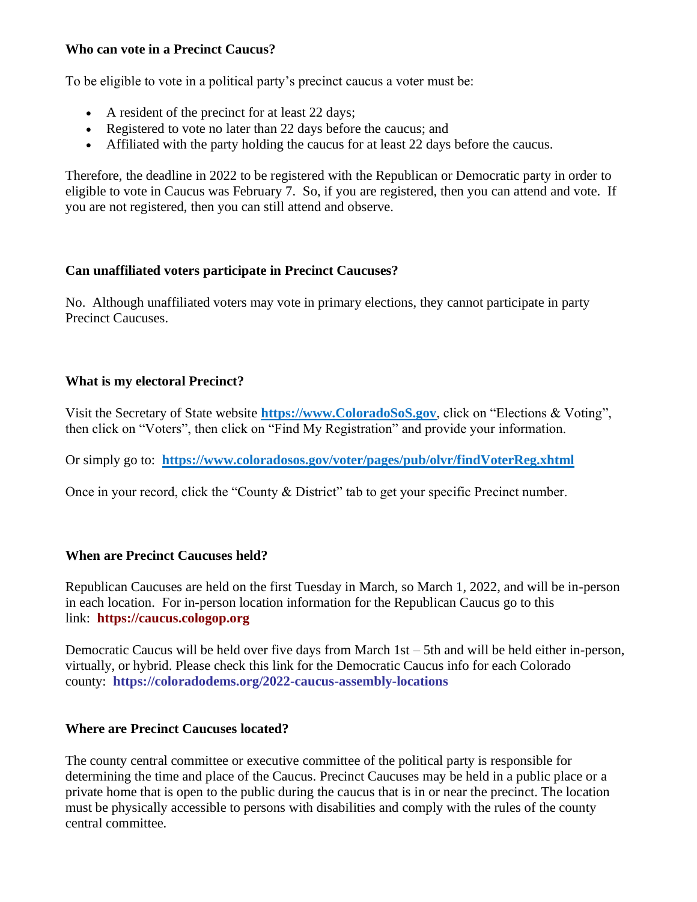**Who can vote in a Precinct Caucus?**

To be eligible to vote in a political party's precinct caucus a voter must be:

- A resident of the precinct for at least 22 days;
- Registered to vote no later than 22 days before the caucus; and
- Affiliated with the party holding the caucus for at least 22 days before the caucus.

Therefore, the deadline in 2022 to be registered with the Republican or Democratic party in order to eligible to vote in Caucus was February 7. So, if you are registered, then you can attend and vote. If you are not registered, then you can still attend and observe.

**Can unaffiliated voters participate in Precinct Caucuses?**

No. Although unaffiliated voters may vote in primary elections, they cannot participate in party Precinct Caucuses.

**What is my electoral Precinct?**

Visit the Secretary of State website **https://www.ColoradoSoS.gov**, click on "Elections & Voting", then click on "Voters", then click on "Find My Registration" and provide your information.

Or simply go to: **https://www.coloradosos.gov/voter/pages/pub/olvr/findVoterReg.xhtml**

Once in your record, click the "County & District" tab to get your specific Precinct number.

**When are Precinct Caucuses held?**

Republican Caucuses are held on the first Tuesday in March, so March 1, 2022, and will be in-person in each location. For in-person location information for the Republican Caucus go to this link: **https://caucus.cologop.org**

Democratic Caucus will be held over five days from March 1st – 5th and will be held either in-person, virtually, or hybrid. Please check this link for the Democratic Caucus info for each Colorado county: **https://coloradodems.org/2022-caucus-assembly-locations**

**Where are Precinct Caucuses located?**

The county central committee or executive committee of the political party is responsible for determining the time and place of the Caucus. Precinct Caucuses may be held in a public place or a private home that is open to the public during the caucus that is in or near the precinct. The location must be physically accessible to persons with disabilities and comply with the rules of the county central committee.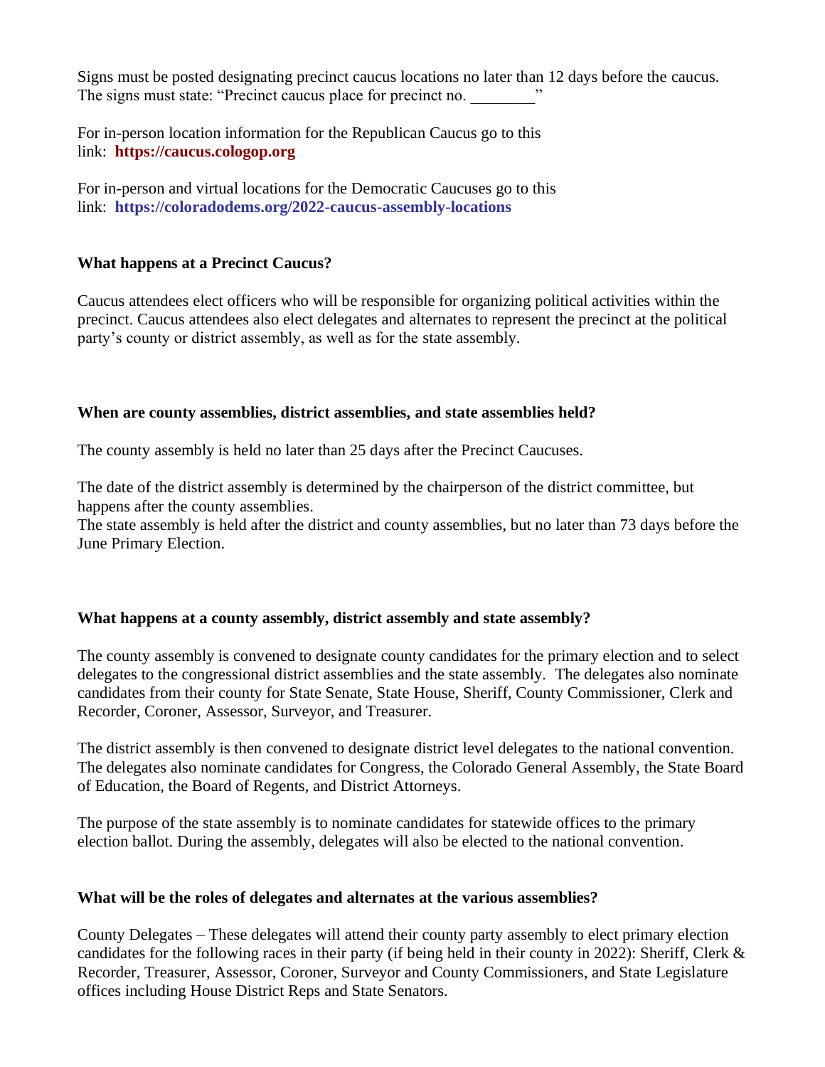Signs must be posted designating precinct caucus locations no later than 12 days before the caucus. The signs must state: "Precinct caucus place for precinct no. ________"

For in-person location information for the Republican Caucus go to this link: **https://caucus.cologop.org**

For in-person and virtual locations for the Democratic Caucuses go to this link: **https://coloradodems.org/2022-caucus-assembly-locations**

**What happens at a Precinct Caucus?**

Caucus attendees elect officers who will be responsible for organizing political activities within the precinct. Caucus attendees also elect delegates and alternates to represent the precinct at the political party's county or district assembly, as well as for the state assembly.

**When are county assemblies, district assemblies, and state assemblies held?**

The county assembly is held no later than 25 days after the Precinct Caucuses.

The date of the district assembly is determined by the chairperson of the district committee, but happens after the county assemblies.
The state assembly is held after the district and county assemblies, but no later than 73 days before the June Primary Election.

**What happens at a county assembly, district assembly and state assembly?**

The county assembly is convened to designate county candidates for the primary election and to select delegates to the congressional district assemblies and the state assembly. The delegates also nominate candidates from their county for State Senate, State House, Sheriff, County Commissioner, Clerk and Recorder, Coroner, Assessor, Surveyor, and Treasurer.

The district assembly is then convened to designate district level delegates to the national convention. The delegates also nominate candidates for Congress, the Colorado General Assembly, the State Board of Education, the Board of Regents, and District Attorneys.

The purpose of the state assembly is to nominate candidates for statewide offices to the primary election ballot. During the assembly, delegates will also be elected to the national convention.

**What will be the roles of delegates and alternates at the various assemblies?**

County Delegates – These delegates will attend their county party assembly to elect primary election candidates for the following races in their party (if being held in their county in 2022): Sheriff, Clerk & Recorder, Treasurer, Assessor, Coroner, Surveyor and County Commissioners, and State Legislature offices including House District Reps and State Senators.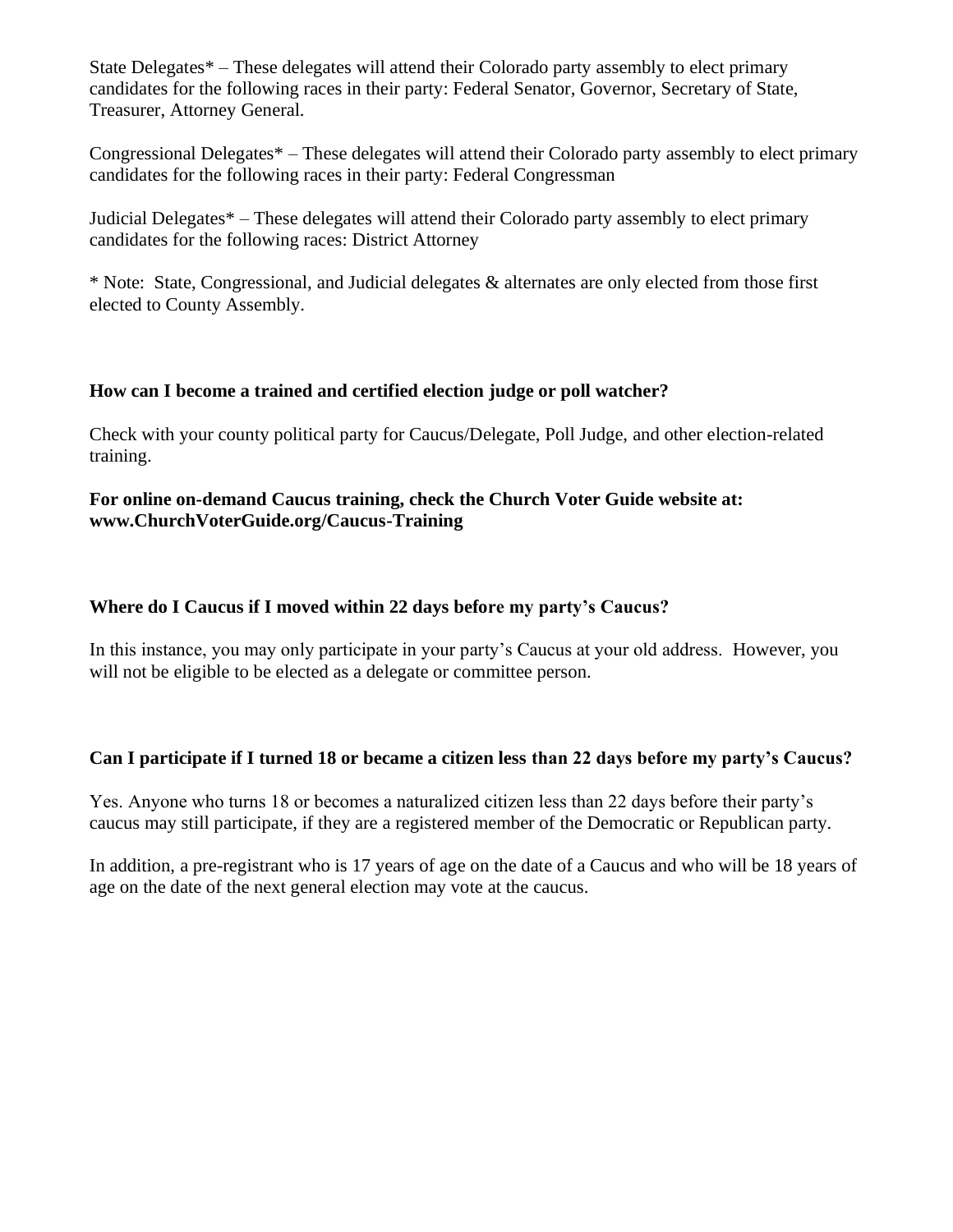State Delegates* – These delegates will attend their Colorado party assembly to elect primary candidates for the following races in their party: Federal Senator, Governor, Secretary of State, Treasurer, Attorney General.

Congressional Delegates* – These delegates will attend their Colorado party assembly to elect primary candidates for the following races in their party: Federal Congressman

Judicial Delegates* – These delegates will attend their Colorado party assembly to elect primary candidates for the following races: District Attorney

* Note: State, Congressional, and Judicial delegates & alternates are only elected from those first elected to County Assembly.

**How can I become a trained and certified election judge or poll watcher?**

Check with your county political party for Caucus/Delegate, Poll Judge, and other election-related training.

**For online on-demand Caucus training, check the Church Voter Guide website at: www.ChurchVoterGuide.org/Caucus-Training**

**Where do I Caucus if I moved within 22 days before my party's Caucus?**

In this instance, you may only participate in your party's Caucus at your old address. However, you will not be eligible to be elected as a delegate or committee person.

**Can I participate if I turned 18 or became a citizen less than 22 days before my party's Caucus?**

Yes. Anyone who turns 18 or becomes a naturalized citizen less than 22 days before their party's caucus may still participate, if they are a registered member of the Democratic or Republican party.

In addition, a pre-registrant who is 17 years of age on the date of a Caucus and who will be 18 years of age on the date of the next general election may vote at the caucus.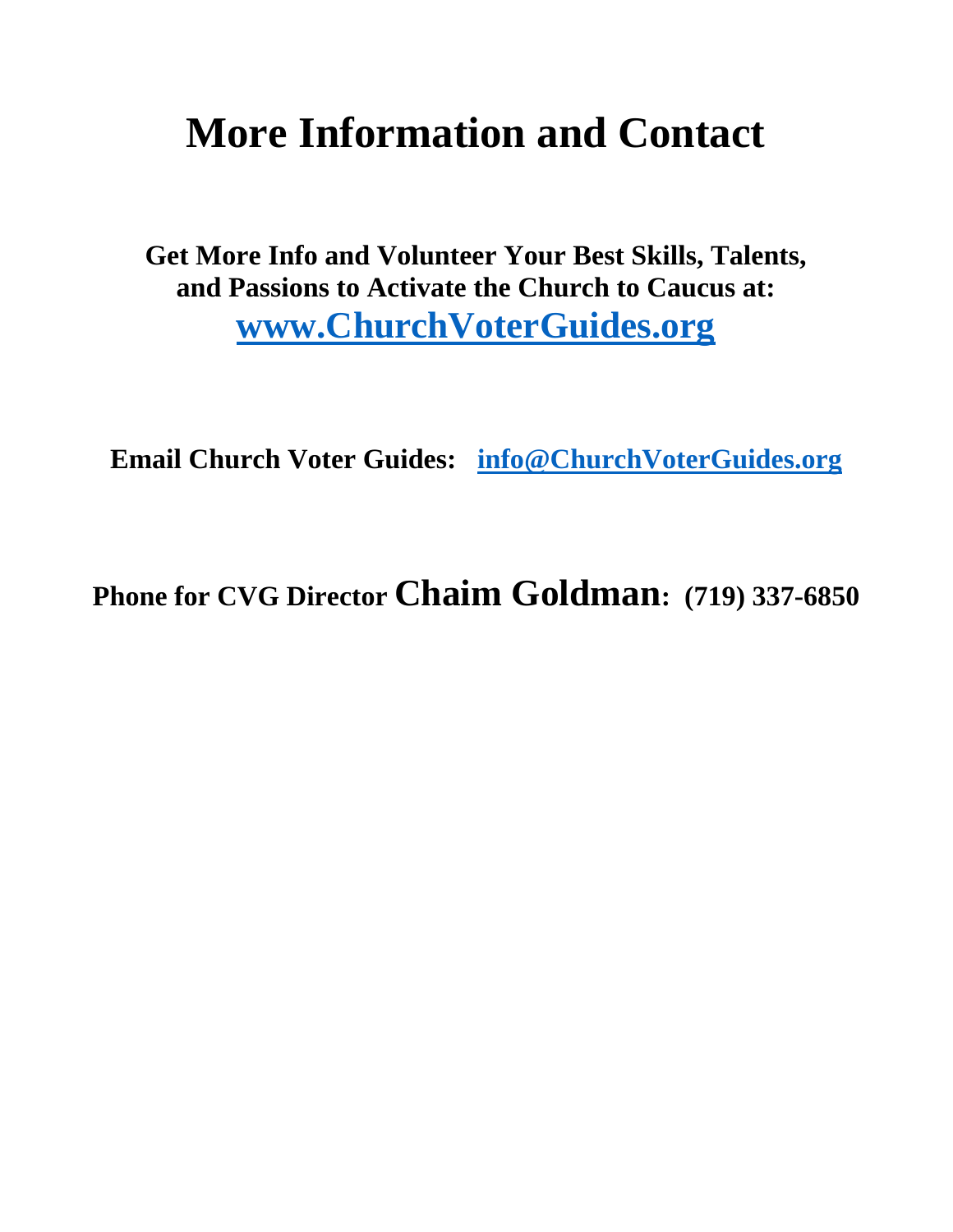# More Information and Contact

**Get More Info and Volunteer Your Best Skills, Talents, and Passions to Activate the Church to Caucus at:**
**[www.ChurchVoterGuides.org](http://www.ChurchVoterGuides.org)**

**Email Church Voter Guides: [info@ChurchVoterGuides.org](mailto:info@ChurchVoterGuides.org)**

**Phone for CVG Director Chaim Goldman: (719) 337-6850**